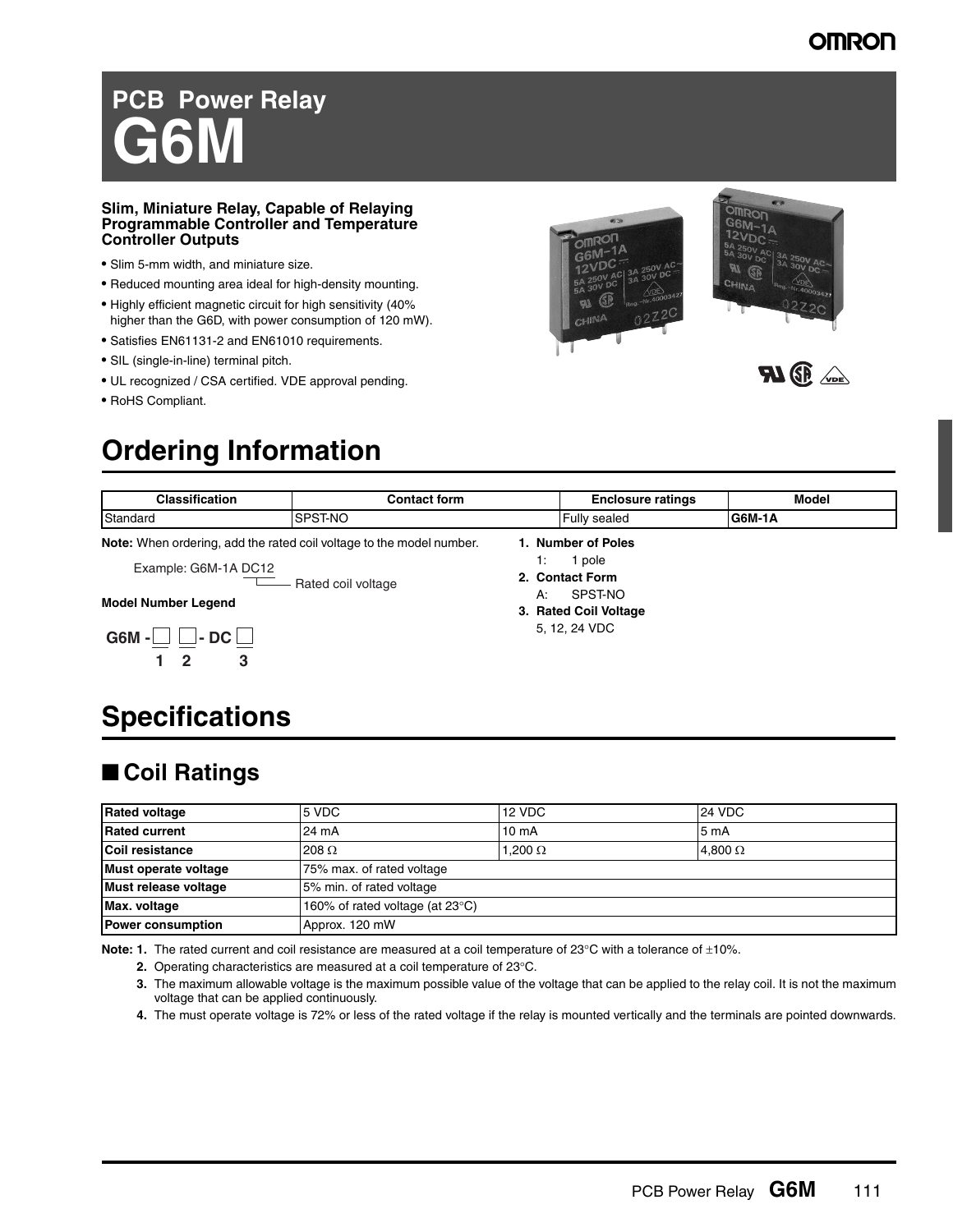# PCB Power Relay G6M

**Slim, Miniature Relay, Capable of Relaying Programmable Controller and Temperature Controller Outputs**

- Slim 5-mm width, and miniature size.
- Reduced mounting area ideal for high-density mounting.
- Highly efficient magnetic circuit for high sensitivity (40% higher than the G6D, with power consumption of 120 mW).
- Satisfies EN61131-2 and EN61010 requirements.
- SIL (single-in-line) terminal pitch.
- UL recognized / CSA certified. VDE approval pending.
- RoHS Compliant.

## Ordering Information

| Classification | Contact form | Enclosure ratings | Model |
|---|---|---|---|
| Standard | SPST-NO | Fully sealed | **G6M-1A** |

**Note:** When ordering, add the rated coil voltage to the model number.

Example: G6M-1A DC12 — Rated coil voltage

**Model Number Legend**

G6M - □ □ - DC □
1 2 3

1. **Number of Poles**
   1: 1 pole
2. **Contact Form**
   A: SPST-NO
3. **Rated Coil Voltage**
   5, 12, 24 VDC

## Specifications

### ■ Coil Ratings

| **Rated voltage** | 5 VDC | 12 VDC | 24 VDC |
|---|---|---|---|
| **Rated current** | 24 mA | 10 mA | 5 mA |
| **Coil resistance** | 208 Ω | 1,200 Ω | 4,800 Ω |
| **Must operate voltage** | 75% max. of rated voltage | | |
| **Must release voltage** | 5% min. of rated voltage | | |
| **Max. voltage** | 160% of rated voltage (at 23°C) | | |
| **Power consumption** | Approx. 120 mW | | |

**Note:** 1. The rated current and coil resistance are measured at a coil temperature of 23°C with a tolerance of ±10%.

2. Operating characteristics are measured at a coil temperature of 23°C.
3. The maximum allowable voltage is the maximum possible value of the voltage that can be applied to the relay coil. It is not the maximum voltage that can be applied continuously.
4. The must operate voltage is 72% or less of the rated voltage if the relay is mounted vertically and the terminals are pointed downwards.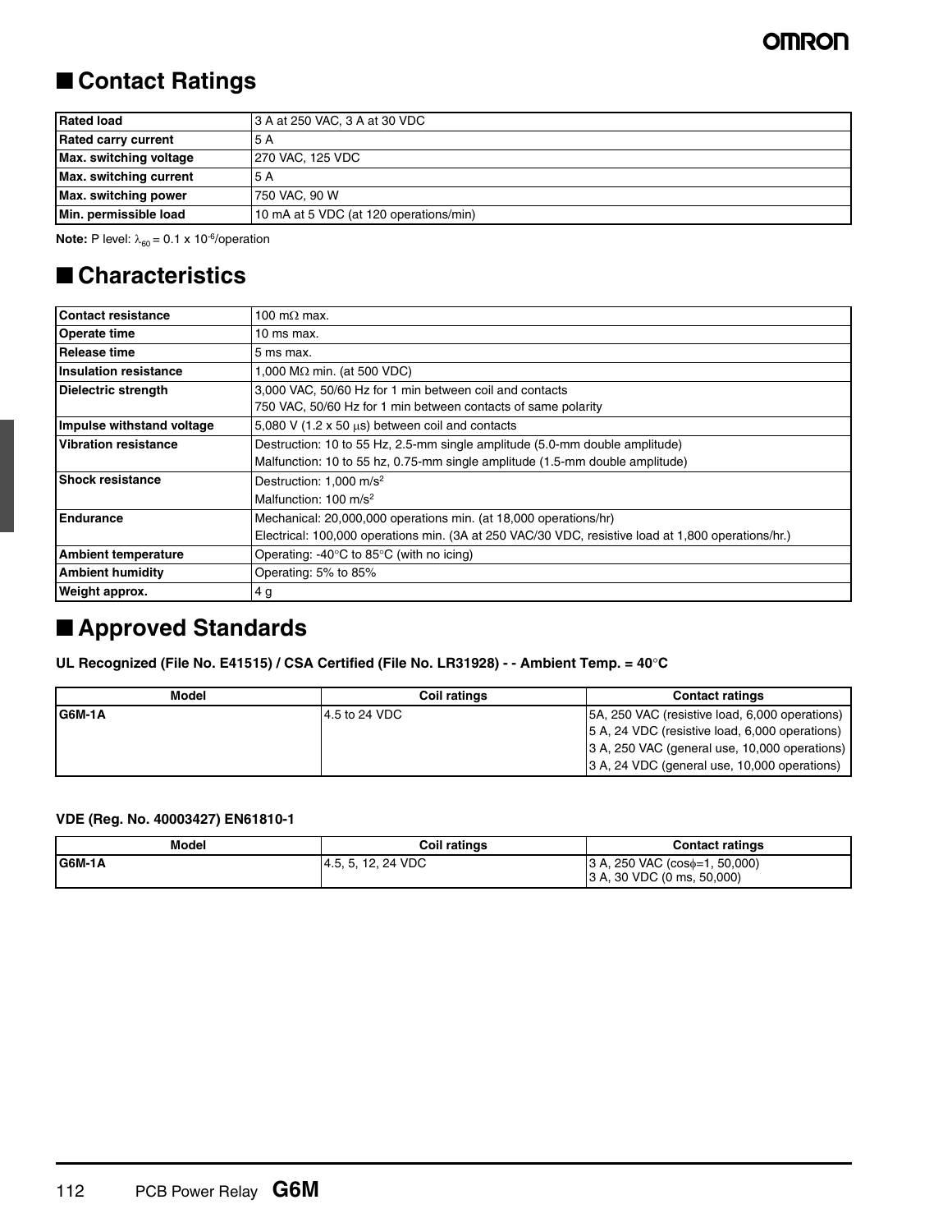## ■ Contact Ratings

| Rated load | 3 A at 250 VAC, 3 A at 30 VDC |
|---|---|
| Rated carry current | 5 A |
| Max. switching voltage | 270 VAC, 125 VDC |
| Max. switching current | 5 A |
| Max. switching power | 750 VAC, 90 W |
| Min. permissible load | 10 mA at 5 VDC (at 120 operations/min) |

**Note:** P level: $\lambda_{60} = 0.1 \times 10^{-6}$/operation

## ■ Characteristics

| Contact resistance | 100 mΩ max. |
|---|---|
| Operate time | 10 ms max. |
| Release time | 5 ms max. |
| Insulation resistance | 1,000 MΩ min. (at 500 VDC) |
| Dielectric strength | 3,000 VAC, 50/60 Hz for 1 min between coil and contacts<br>750 VAC, 50/60 Hz for 1 min between contacts of same polarity |
| Impulse withstand voltage | 5,080 V (1.2 x 50 µs) between coil and contacts |
| Vibration resistance | Destruction: 10 to 55 Hz, 2.5-mm single amplitude (5.0-mm double amplitude)<br>Malfunction: 10 to 55 hz, 0.75-mm single amplitude (1.5-mm double amplitude) |
| Shock resistance | Destruction: 1,000 m/s²<br>Malfunction: 100 m/s² |
| Endurance | Mechanical: 20,000,000 operations min. (at 18,000 operations/hr)<br>Electrical: 100,000 operations min. (3A at 250 VAC/30 VDC, resistive load at 1,800 operations/hr.) |
| Ambient temperature | Operating: -40°C to 85°C (with no icing) |
| Ambient humidity | Operating: 5% to 85% |
| Weight approx. | 4 g |

## ■ Approved Standards

**UL Recognized (File No. E41515) / CSA Certified (File No. LR31928) - - Ambient Temp. = 40°C**

| Model | Coil ratings | Contact ratings |
|---|---|---|
| G6M-1A | 4.5 to 24 VDC | 5A, 250 VAC (resistive load, 6,000 operations)<br>5 A, 24 VDC (resistive load, 6,000 operations)<br>3 A, 250 VAC (general use, 10,000 operations)<br>3 A, 24 VDC (general use, 10,000 operations) |

**VDE (Reg. No. 40003427) EN61810-1**

| Model | Coil ratings | Contact ratings |
|---|---|---|
| G6M-1A | 4.5, 5, 12, 24 VDC | 3 A, 250 VAC (cosφ=1, 50,000)<br>3 A, 30 VDC (0 ms, 50,000) |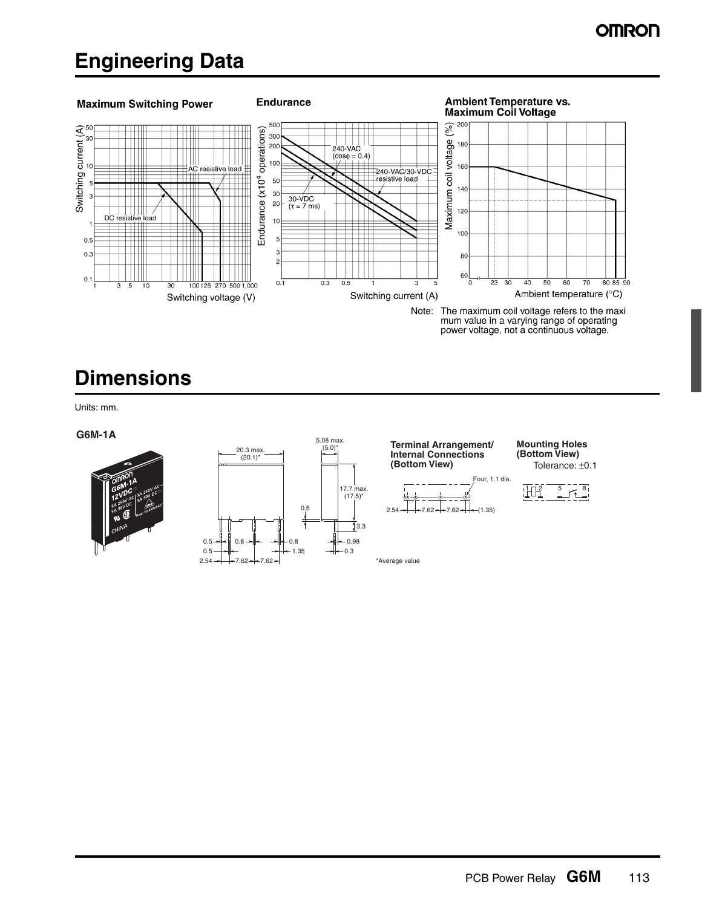# Engineering Data

**Maximum Switching Power**

**Endurance**

**Ambient Temperature vs. Maximum Coil Voltage**

Note: The maximum coil voltage refers to the maximum value in a varying range of operating power voltage, not a continuous voltage.

# Dimensions

Units: mm.

**G6M-1A**

**Terminal Arrangement/ Internal Connections (Bottom View)**

**Mounting Holes (Bottom View)**

Tolerance: ±0.1

*Average value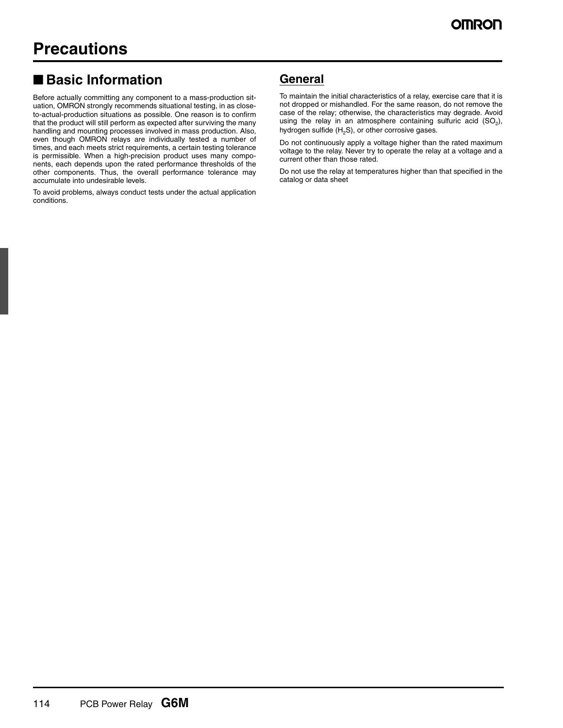# Precautions

## ■ Basic Information

Before actually committing any component to a mass-production situation, OMRON strongly recommends situational testing, in as close-to-actual-production situations as possible. One reason is to confirm that the product will still perform as expected after surviving the many handling and mounting processes involved in mass production. Also, even though OMRON relays are individually tested a number of times, and each meets strict requirements, a certain testing tolerance is permissible. When a high-precision product uses many components, each depends upon the rated performance thresholds of the other components. Thus, the overall performance tolerance may accumulate into undesirable levels.

To avoid problems, always conduct tests under the actual application conditions.

### General

To maintain the initial characteristics of a relay, exercise care that it is not dropped or mishandled. For the same reason, do not remove the case of the relay; otherwise, the characteristics may degrade. Avoid using the relay in an atmosphere containing sulfuric acid ($SO_2$), hydrogen sulfide ($H_2S$), or other corrosive gases.

Do not continuously apply a voltage higher than the rated maximum voltage to the relay. Never try to operate the relay at a voltage and a current other than those rated.

Do not use the relay at temperatures higher than that specified in the catalog or data sheet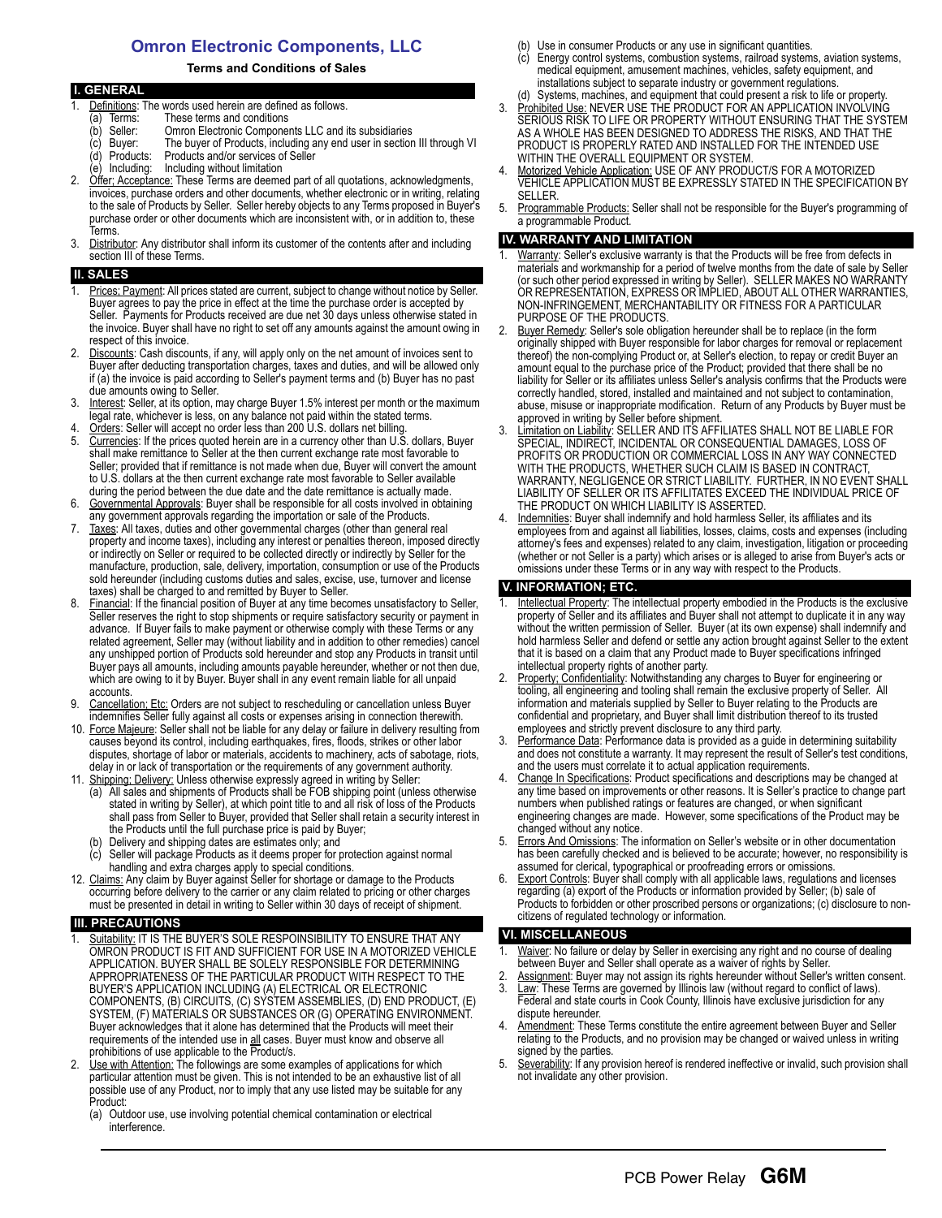# Omron Electronic Components, LLC

**Terms and Conditions of Sales**

## I. GENERAL

1. Definitions: The words used herein are defined as follows.
   - (a) Terms: These terms and conditions
   - (b) Seller: Omron Electronic Components LLC and its subsidiaries
   - (c) Buyer: The buyer of Products, including any end user in section III through VI
   - (d) Products: Products and/or services of Seller
   - (e) Including: Including without limitation
2. Offer; Acceptance: These Terms are deemed part of all quotations, acknowledgments, invoices, purchase orders and other documents, whether electronic or in writing, relating to the sale of Products by Seller. Seller hereby objects to any Terms proposed in Buyer's purchase order or other documents which are inconsistent with, or in addition to, these Terms.
3. Distributor: Any distributor shall inform its customer of the contents after and including section III of these Terms.

## II. SALES

1. Prices; Payment: All prices stated are current, subject to change without notice by Seller. Buyer agrees to pay the price in effect at the time the purchase order is accepted by Seller. Payments for Products received are due net 30 days unless otherwise stated in the invoice. Buyer shall have no right to set off any amounts against the amount owing in respect of this invoice.
2. Discounts: Cash discounts, if any, will apply only on the net amount of invoices sent to Buyer after deducting transportation charges, taxes and duties, and will be allowed only if (a) the invoice is paid according to Seller's payment terms and (b) Buyer has no past due amounts owing to Seller.
3. Interest: Seller, at its option, may charge Buyer 1.5% interest per month or the maximum legal rate, whichever is less, on any balance not paid within the stated terms.
4. Orders: Seller will accept no order less than 200 U.S. dollars net billing.
5. Currencies: If the prices quoted herein are in a currency other than U.S. dollars, Buyer shall make remittance to Seller at the then current exchange rate most favorable to Seller; provided that if remittance is not made when due, Buyer will convert the amount to U.S. dollars at the then current exchange rate most favorable to Seller available during the period between the due date and the date remittance is actually made.
6. Governmental Approvals: Buyer shall be responsible for all costs involved in obtaining any government approvals regarding the importation or sale of the Products.
7. Taxes: All taxes, duties and other governmental charges (other than general real property and income taxes), including any interest or penalties thereon, imposed directly or indirectly on Seller or required to be collected directly or indirectly by Seller for the manufacture, production, sale, delivery, importation, consumption or use of the Products sold hereunder (including customs duties and sales, excise, use, turnover and license taxes) shall be charged to and remitted by Buyer to Seller.
8. Financial: If the financial position of Buyer at any time becomes unsatisfactory to Seller, Seller reserves the right to stop shipments or require satisfactory security or payment in advance. If Buyer fails to make payment or otherwise comply with these Terms or any related agreement, Seller may (without liability and in addition to other remedies) cancel any unshipped portion of Products sold hereunder and stop any Products in transit until Buyer pays all amounts, including amounts payable hereunder, whether or not then due, which are owing to it by Buyer. Buyer shall in any event remain liable for all unpaid accounts.
9. Cancellation; Etc: Orders are not subject to rescheduling or cancellation unless Buyer indemnifies Seller fully against all costs or expenses arising in connection therewith.
10. Force Majeure: Seller shall not be liable for any delay or failure in delivery resulting from causes beyond its control, including earthquakes, fires, floods, strikes or other labor disputes, shortage of labor or materials, accidents to machinery, acts of sabotage, riots, delay in or lack of transportation or the requirements of any government authority.
11. Shipping; Delivery: Unless otherwise expressly agreed in writing by Seller:
    - (a) All sales and shipments of Products shall be FOB shipping point (unless otherwise stated in writing by Seller), at which point title to and all risk of loss of the Products shall pass from Seller to Buyer, provided that Seller shall retain a security interest in the Products until the full purchase price is paid by Buyer;
    - (b) Delivery and shipping dates are estimates only; and
    - (c) Seller will package Products as it deems proper for protection against normal handling and extra charges apply to special conditions.
12. Claims: Any claim by Buyer against Seller for shortage or damage to the Products occurring before delivery to the carrier or any claim related to pricing or other charges must be presented in detail in writing to Seller within 30 days of receipt of shipment.

## III. PRECAUTIONS

1. Suitability: IT IS THE BUYER'S SOLE RESPOINSIBILITY TO ENSURE THAT ANY OMRON PRODUCT IS FIT AND SUFFICIENT FOR USE IN A MOTORIZED VEHICLE APPLICATION. BUYER SHALL BE SOLELY RESPONSIBLE FOR DETERMINING APPROPRIATENESS OF THE PARTICULAR PRODUCT WITH RESPECT TO THE BUYER'S APPLICATION INCLUDING (A) ELECTRICAL OR ELECTRONIC COMPONENTS, (B) CIRCUITS, (C) SYSTEM ASSEMBLIES, (D) END PRODUCT, (E) SYSTEM, (F) MATERIALS OR SUBSTANCES OR (G) OPERATING ENVIRONMENT. Buyer acknowledges that it alone has determined that the Products will meet their requirements of the intended use in all cases. Buyer must know and observe all prohibitions of use applicable to the Product/s.
2. Use with Attention: The followings are some examples of applications for which particular attention must be given. This is not intended to be an exhaustive list of all possible use of any Product, nor to imply that any use listed may be suitable for any Product:
   - (a) Outdoor use, use involving potential chemical contamination or electrical interference.
   - (b) Use in consumer Products or any use in significant quantities.
   - (c) Energy control systems, combustion systems, railroad systems, aviation systems, medical equipment, amusement machines, vehicles, safety equipment, and installations subject to separate industry or government regulations.
   - (d) Systems, machines, and equipment that could present a risk to life or property.
3. Prohibited Use: NEVER USE THE PRODUCT FOR AN APPLICATION INVOLVING SERIOUS RISK TO LIFE OR PROPERTY WITHOUT ENSURING THAT THE SYSTEM AS A WHOLE HAS BEEN DESIGNED TO ADDRESS THE RISKS, AND THAT THE PRODUCT IS PROPERLY RATED AND INSTALLED FOR THE INTENDED USE WITHIN THE OVERALL EQUIPMENT OR SYSTEM.
4. Motorized Vehicle Application: USE OF ANY PRODUCT/S FOR A MOTORIZED VEHICLE APPLICATION MUST BE EXPRESSLY STATED IN THE SPECIFICATION BY SELLER.
5. Programmable Products: Seller shall not be responsible for the Buyer's programming of a programmable Product.

## IV. WARRANTY AND LIMITATION

1. Warranty: Seller's exclusive warranty is that the Products will be free from defects in materials and workmanship for a period of twelve months from the date of sale by Seller (or such other period expressed in writing by Seller). SELLER MAKES NO WARRANTY OR REPRESENTATION, EXPRESS OR IMPLIED, ABOUT ALL OTHER WARRANTIES, NON-INFRINGEMENT, MERCHANTABILITY OR FITNESS FOR A PARTICULAR PURPOSE OF THE PRODUCTS.
2. Buyer Remedy: Seller's sole obligation hereunder shall be to replace (in the form originally shipped with Buyer responsible for labor charges for removal or replacement thereof) the non-complying Product or, at Seller's election, to repay or credit Buyer an amount equal to the purchase price of the Product; provided that there shall be no liability for Seller or its affiliates unless Seller's analysis confirms that the Products were correctly handled, stored, installed and maintained and not subject to contamination, abuse, misuse or inappropriate modification. Return of any Products by Buyer must be approved in writing by Seller before shipment.
3. Limitation on Liability: SELLER AND ITS AFFILIATES SHALL NOT BE LIABLE FOR SPECIAL, INDIRECT, INCIDENTAL OR CONSEQUENTIAL DAMAGES, LOSS OF PROFITS OR PRODUCTION OR COMMERCIAL LOSS IN ANY WAY CONNECTED WITH THE PRODUCTS, WHETHER SUCH CLAIM IS BASED IN CONTRACT, WARRANTY, NEGLIGENCE OR STRICT LIABILITY. FURTHER, IN NO EVENT SHALL LIABILITY OF SELLER OR ITS AFFILIATES EXCEED THE INDIVIDUAL PRICE OF THE PRODUCT ON WHICH LIABILITY IS ASSERTED.
4. Indemnities: Buyer shall indemnify and hold harmless Seller, its affiliates and its employees from and against all liabilities, losses, claims, costs and expenses (including attorney's fees and expenses) related to any claim, investigation, litigation or proceeding (whether or not Seller is a party) which arises or is alleged to arise from Buyer's acts or omissions under these Terms or in any way with respect to the Products.

## V. INFORMATION; ETC.

1. Intellectual Property: The intellectual property embodied in the Products is the exclusive property of Seller and its affiliates and Buyer shall not attempt to duplicate it in any way without the written permission of Seller. Buyer (at its own expense) shall indemnify and hold harmless Seller and defend or settle any action brought against Seller to the extent that it is based on a claim that any Product made to Buyer specifications infringed intellectual property rights of another party.
2. Property; Confidentiality: Notwithstanding any charges to Buyer for engineering or tooling, all engineering and tooling shall remain the exclusive property of Seller. All information and materials supplied by Seller to Buyer relating to the Products are confidential and proprietary, and Buyer shall limit distribution thereof to its trusted employees and strictly prevent disclosure to any third party.
3. Performance Data: Performance data is provided as a guide in determining suitability and does not constitute a warranty. It may represent the result of Seller's test conditions, and the users must correlate it to actual application requirements.
4. Change In Specifications: Product specifications and descriptions may be changed at any time based on improvements or other reasons. It is Seller's practice to change part numbers when published ratings or features are changed, or when significant engineering changes are made. However, some specifications of the Product may be changed without any notice.
5. Errors And Omissions: The information on Seller's website or in other documentation has been carefully checked and is believed to be accurate; however, no responsibility is assumed for clerical, typographical or proofreading errors or omissions.
6. Export Controls: Buyer shall comply with all applicable laws, regulations and licenses regarding (a) export of the Products or information provided by Seller; (b) sale of Products to forbidden or other proscribed persons or organizations; (c) disclosure to non-citizens of regulated technology or information.

## VI. MISCELLANEOUS

1. Waiver: No failure or delay by Seller in exercising any right and no course of dealing between Buyer and Seller shall operate as a waiver of rights by Seller.
2. Assignment: Buyer may not assign its rights hereunder without Seller's written consent.
3. Law: These Terms are governed by Illinois law (without regard to conflict of laws). Federal and state courts in Cook County, Illinois have exclusive jurisdiction for any dispute hereunder.
4. Amendment: These Terms constitute the entire agreement between Buyer and Seller relating to the Products, and no provision may be changed or waived unless in writing signed by the parties.
5. Severability: If any provision hereof is rendered ineffective or invalid, such provision shall not invalidate any other provision.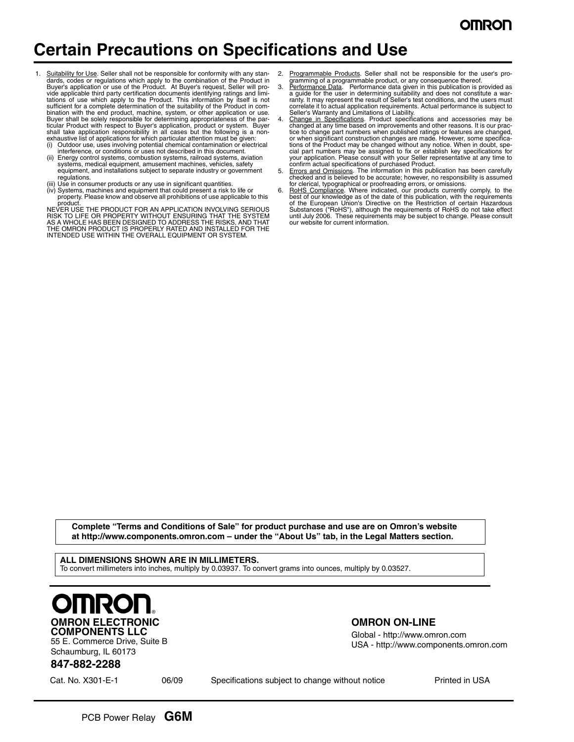# Certain Precautions on Specifications and Use

1. Suitability for Use. Seller shall not be responsible for conformity with any standards, codes or regulations which apply to the combination of the Product in Buyer's application or use of the Product. At Buyer's request, Seller will provide applicable third party certification documents identifying ratings and limitations of use which apply to the Product. This information by itself is not sufficient for a complete determination of the suitability of the Product in combination with the end product, machine, system, or other application or use. Buyer shall be solely responsible for determining appropriateness of the particular Product with respect to Buyer's application, product or system. Buyer shall take application responsibility in all cases but the following is a non-exhaustive list of applications for which particular attention must be given:
   - (i) Outdoor use, uses involving potential chemical contamination or electrical interference, or conditions or uses not described in this document.
   - (ii) Energy control systems, combustion systems, railroad systems, aviation systems, medical equipment, amusement machines, vehicles, safety equipment, and installations subject to separate industry or government regulations.
   - (iii) Use in consumer products or any use in significant quantities.
   - (iv) Systems, machines and equipment that could present a risk to life or property. Please know and observe all prohibitions of use applicable to this product.

   NEVER USE THE PRODUCT FOR AN APPLICATION INVOLVING SERIOUS RISK TO LIFE OR PROPERTY WITHOUT ENSURING THAT THE SYSTEM AS A WHOLE HAS BEEN DESIGNED TO ADDRESS THE RISKS, AND THAT THE OMRON PRODUCT IS PROPERLY RATED AND INSTALLED FOR THE INTENDED USE WITHIN THE OVERALL EQUIPMENT OR SYSTEM.
2. Programmable Products. Seller shall not be responsible for the user's programming of a programmable product, or any consequence thereof.
3. Performance Data. Performance data given in this publication is provided as a guide for the user in determining suitability and does not constitute a warranty. It may represent the result of Seller's test conditions, and the users must correlate it to actual application requirements. Actual performance is subject to Seller's Warranty and Limitations of Liability.
4. Change in Specifications. Product specifications and accessories may be changed at any time based on improvements and other reasons. It is our practice to change part numbers when published ratings or features are changed, or when significant construction changes are made. However, some specifications of the Product may be changed without any notice. When in doubt, special part numbers may be assigned to fix or establish key specifications for your application. Please consult with your Seller representative at any time to confirm actual specifications of purchased Product.
5. Errors and Omissions. The information in this publication has been carefully checked and is believed to be accurate; however, no responsibility is assumed for clerical, typographical or proofreading errors, or omissions.
6. RoHS Compliance. Where indicated, our products currently comply, to the best of our knowledge as of the date of this publication, with the requirements of the European Union's Directive on the Restriction of certain Hazardous Substances ("RoHS"), although the requirements of RoHS do not take effect until July 2006. These requirements may be subject to change. Please consult our website for current information.

**Complete "Terms and Conditions of Sale" for product purchase and use are on Omron's website at http://www.components.omron.com – under the "About Us" tab, in the Legal Matters section.**

**ALL DIMENSIONS SHOWN ARE IN MILLIMETERS.**
To convert millimeters into inches, multiply by 0.03937. To convert grams into ounces, multiply by 0.03527.

**OMRON**

**OMRON ELECTRONIC COMPONENTS LLC**
55 E. Commerce Drive, Suite B
Schaumburg, IL 60173

**847-882-2288**

**OMRON ON-LINE**
Global - http://www.omron.com
USA - http://www.components.omron.com

Cat. No. X301-E-1 06/09 Specifications subject to change without notice Printed in USA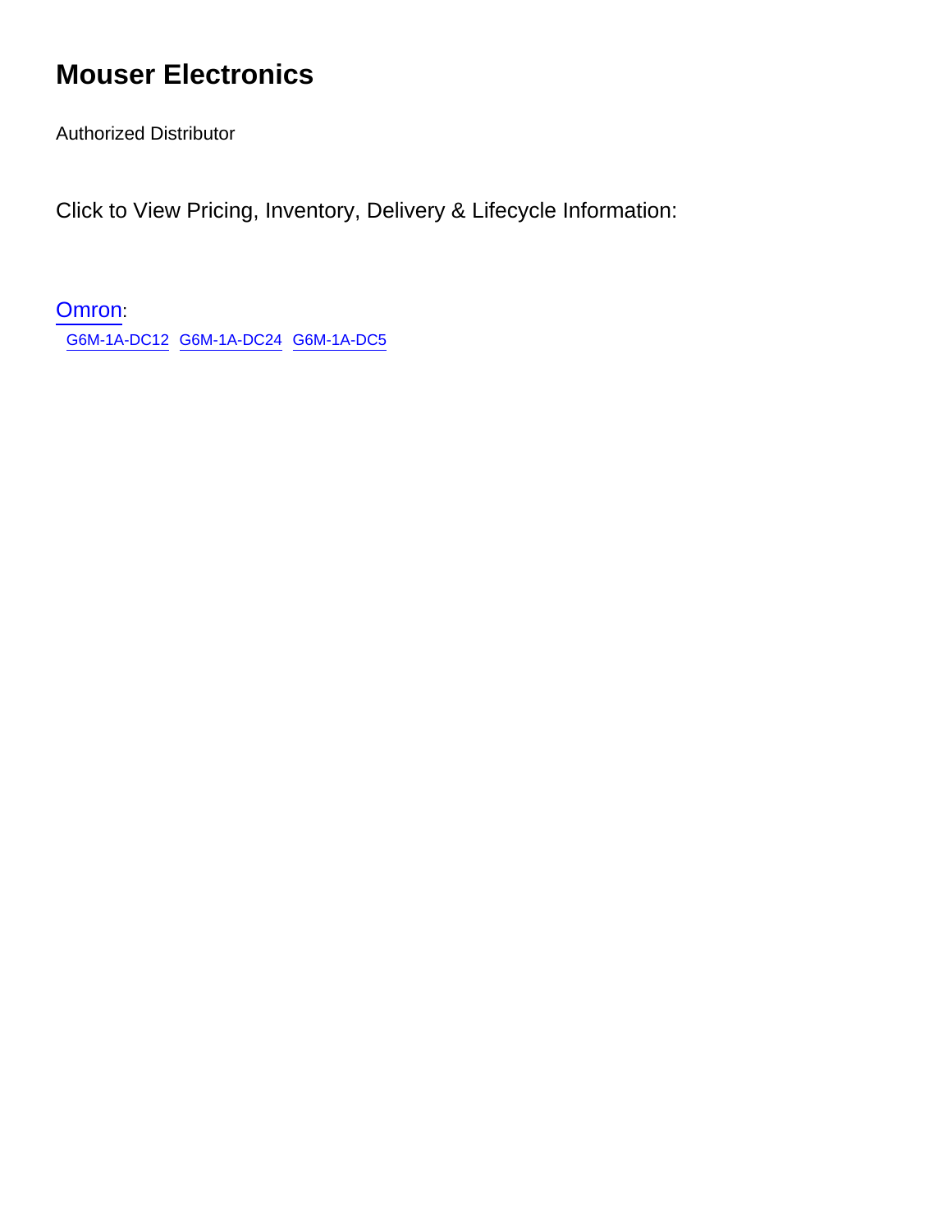# Mouser Electronics

Authorized Distributor

Click to View Pricing, Inventory, Delivery & Lifecycle Information:

Omron:

G6M-1A-DC12 G6M-1A-DC24 G6M-1A-DC5